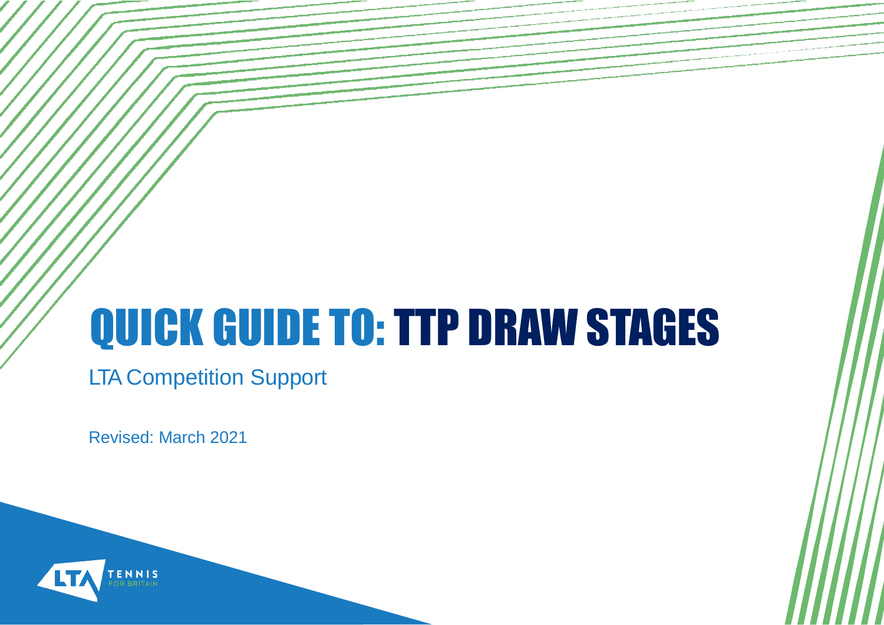# QUICK GUIDE TO: TTP DRAW STAGES

LTA Competition Support

Revised: March 2021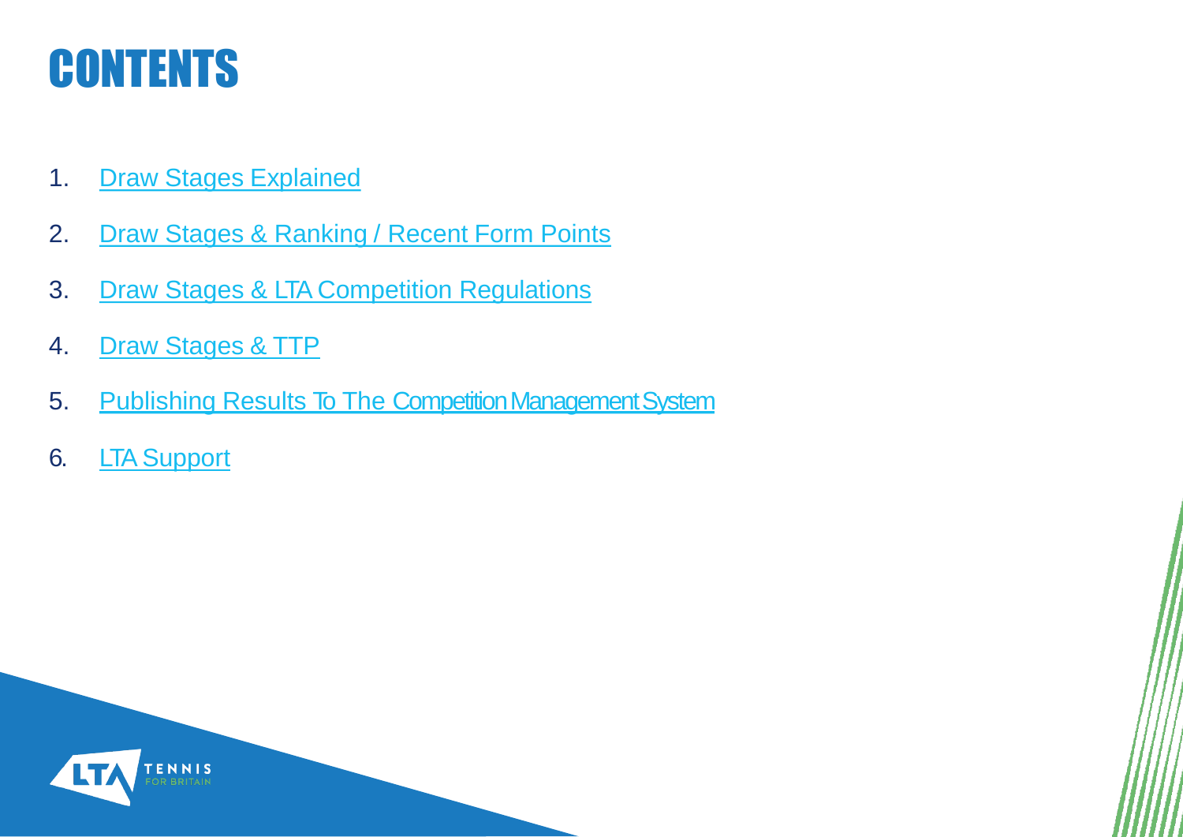# CONTENTS

1. Draw Stages Explained
2. Draw Stages & Ranking / Recent Form Points
3. Draw Stages & LTA Competition Regulations
4. Draw Stages & TTP
5. Publishing Results To The Competition Management System
6. LTA Support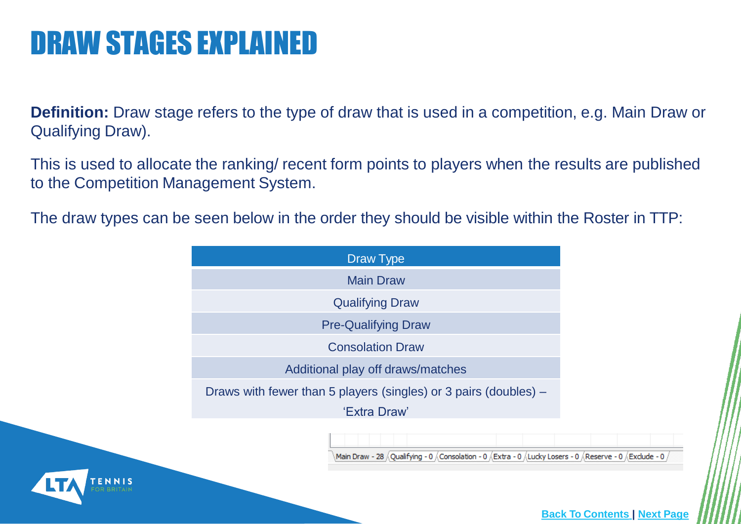# DRAW STAGES EXPLAINED

**Definition:** Draw stage refers to the type of draw that is used in a competition, e.g. Main Draw or Qualifying Draw).

This is used to allocate the ranking/ recent form points to players when the results are published to the Competition Management System.

The draw types can be seen below in the order they should be visible within the Roster in TTP:

| Draw Type |
| --- |
| Main Draw |
| Qualifying Draw |
| Pre-Qualifying Draw |
| Consolation Draw |
| Additional play off draws/matches |
| Draws with fewer than 5 players (singles) or 3 pairs (doubles) – 'Extra Draw' |

Main Draw - 28 | Qualifying - 0 | Consolation - 0 | Extra - 0 | Lucky Losers - 0 | Reserve - 0 | Exclude - 0

Back To Contents | Next Page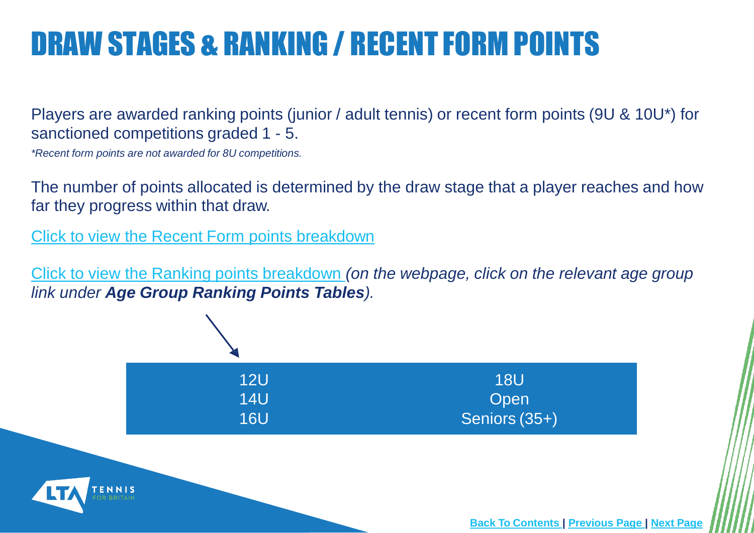# DRAW STAGES & RANKING / RECENT FORM POINTS

Players are awarded ranking points (junior / adult tennis) or recent form points (9U & 10U*) for sanctioned competitions graded 1 - 5.

*\*Recent form points are not awarded for 8U competitions.*

The number of points allocated is determined by the draw stage that a player reaches and how far they progress within that draw.

Click to view the Recent Form points breakdown

Click to view the Ranking points breakdown *(on the webpage, click on the relevant age group link under **Age Group Ranking Points Tables**).*

| | |
|---|---|
| 12U | 18U |
| 14U | Open |
| 16U | Seniors (35+) |

Back To Contents | Previous Page | Next Page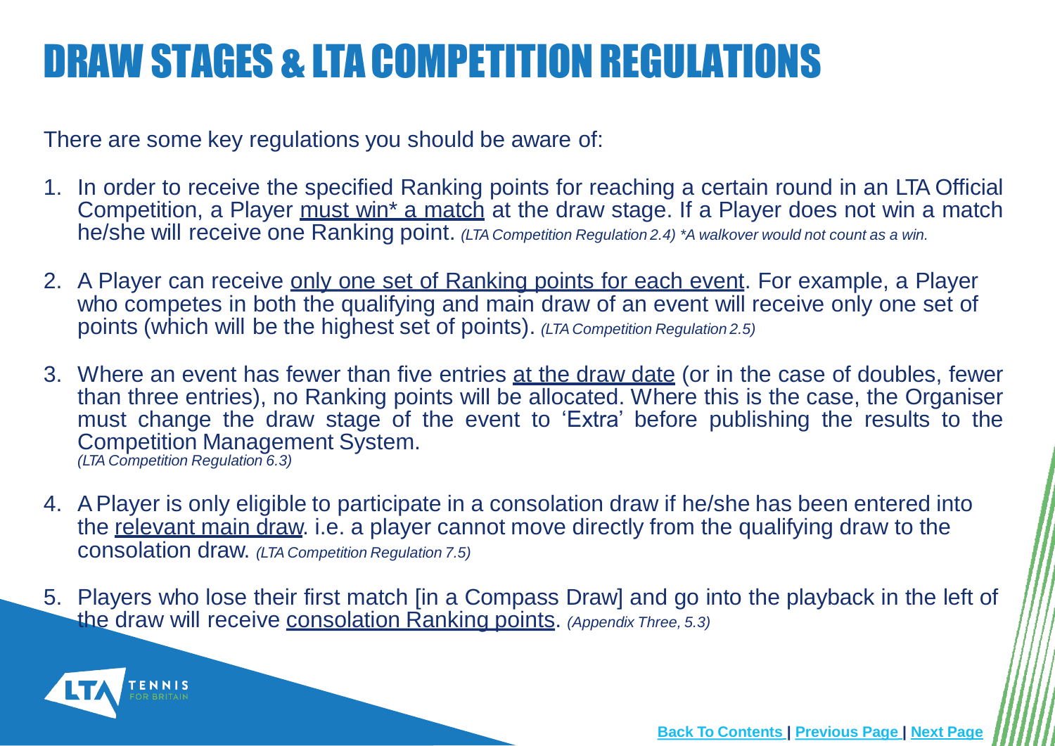# DRAW STAGES & LTA COMPETITION REGULATIONS

There are some key regulations you should be aware of:

1. In order to receive the specified Ranking points for reaching a certain round in an LTA Official Competition, a Player must win* a match at the draw stage. If a Player does not win a match he/she will receive one Ranking point. *(LTA Competition Regulation 2.4) *A walkover would not count as a win.*

2. A Player can receive only one set of Ranking points for each event. For example, a Player who competes in both the qualifying and main draw of an event will receive only one set of points (which will be the highest set of points). *(LTA Competition Regulation 2.5)*

3. Where an event has fewer than five entries at the draw date (or in the case of doubles, fewer than three entries), no Ranking points will be allocated. Where this is the case, the Organiser must change the draw stage of the event to 'Extra' before publishing the results to the Competition Management System. *(LTA Competition Regulation 6.3)*

4. A Player is only eligible to participate in a consolation draw if he/she has been entered into the relevant main draw. i.e. a player cannot move directly from the qualifying draw to the consolation draw. *(LTA Competition Regulation 7.5)*

5. Players who lose their first match [in a Compass Draw] and go into the playback in the left of the draw will receive consolation Ranking points. *(Appendix Three, 5.3)*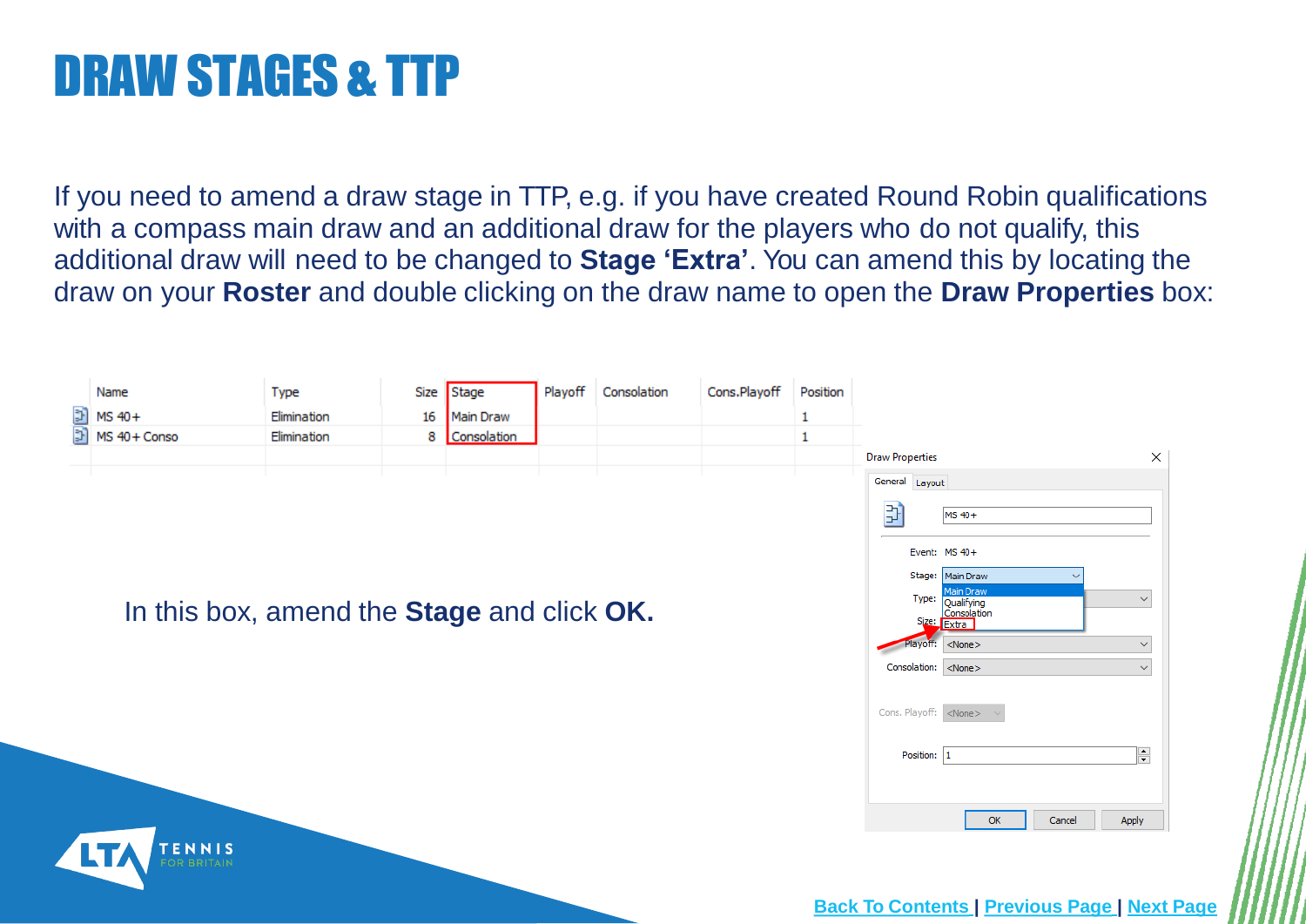# DRAW STAGES & TTP

If you need to amend a draw stage in TTP, e.g. if you have created Round Robin qualifications with a compass main draw and an additional draw for the players who do not qualify, this additional draw will need to be changed to **Stage 'Extra'**. You can amend this by locating the draw on your **Roster** and double clicking on the draw name to open the **Draw Properties** box:

| Name | Type | Size | Stage | Playoff | Consolation | Cons.Playoff | Position |
|---|---|---|---|---|---|---|---|
| MS 40+ | Elimination | 16 | Main Draw | | | | 1 |
| MS 40+ Conso | Elimination | 8 | Consolation | | | | 1 |

In this box, amend the **Stage** and click **OK.**

Back To Contents | Previous Page | Next Page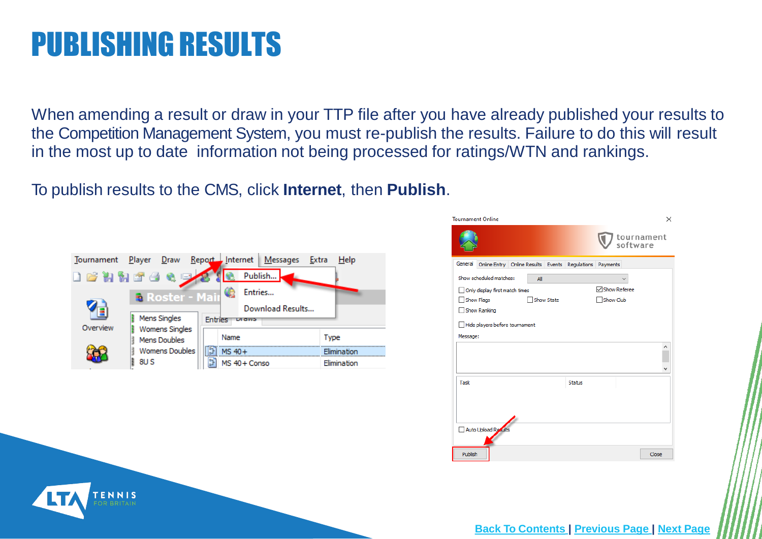# PUBLISHING RESULTS

When amending a result or draw in your TTP file after you have already published your results to the Competition Management System, you must re-publish the results. Failure to do this will result in the most up to date information not being processed for ratings/WTN and rankings.

To publish results to the CMS, click **Internet**, then **Publish**.

Back To Contents | Previous Page | Next Page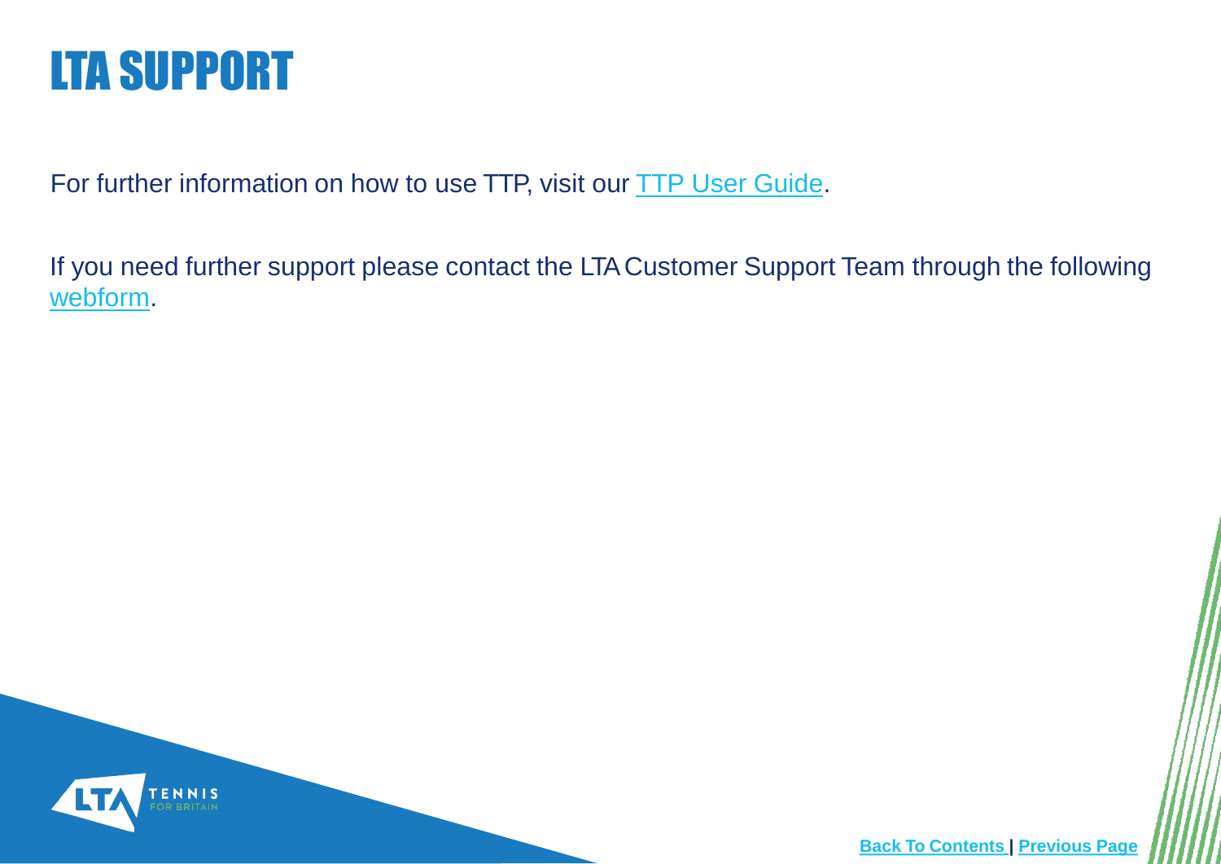# LTA SUPPORT

For further information on how to use TTP, visit our TTP User Guide.

If you need further support please contact the LTA Customer Support Team through the following webform.

**Back To Contents** | **Previous Page**